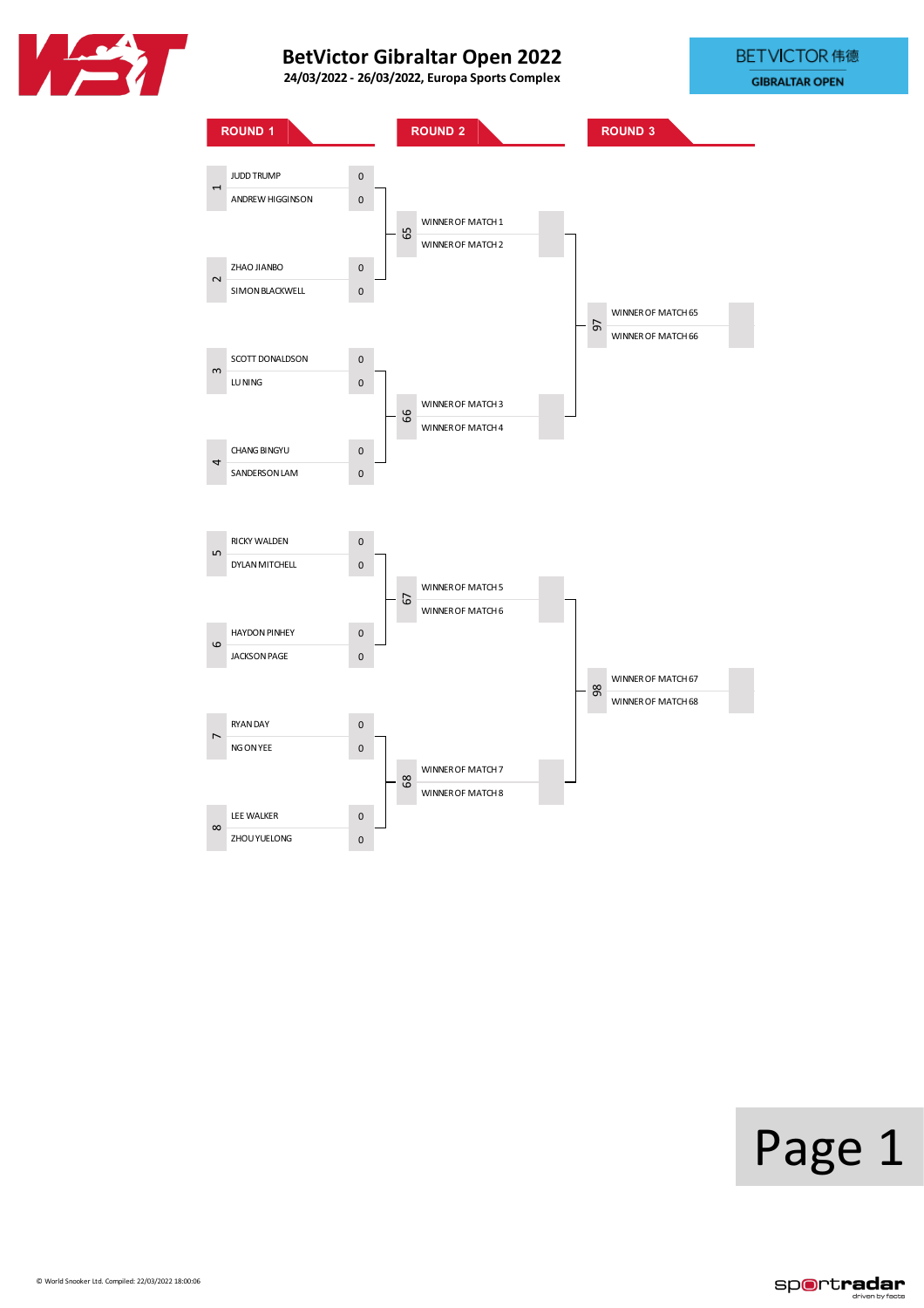# BetVictor Gibraltar Open 2022

**24/03/2022 - 26/03/2022, Europa Sports Complex**

BETVICTOR 伟德
GIBRALTAR OPEN

## ROUND 1

| Match | Player | Score |
|---|---|---|
| 1 | JUDD TRUMP | 0 |
| | ANDREW HIGGINSON | 0 |
| 2 | ZHAO JIANBO | 0 |
| | SIMON BLACKWELL | 0 |
| 3 | SCOTT DONALDSON | 0 |
| | LU NING | 0 |
| 4 | CHANG BINGYU | 0 |
| | SANDERSON LAM | 0 |
| 5 | RICKY WALDEN | 0 |
| | DYLAN MITCHELL | 0 |
| 6 | HAYDON PINHEY | 0 |
| | JACKSON PAGE | 0 |
| 7 | RYAN DAY | 0 |
| | NG ON YEE | 0 |
| 8 | LEE WALKER | 0 |
| | ZHOU YUELONG | 0 |

## ROUND 2

| Match | Player | Score |
|---|---|---|
| 65 | WINNER OF MATCH 1 | |
| | WINNER OF MATCH 2 | |
| 66 | WINNER OF MATCH 3 | |
| | WINNER OF MATCH 4 | |
| 67 | WINNER OF MATCH 5 | |
| | WINNER OF MATCH 6 | |
| 68 | WINNER OF MATCH 7 | |
| | WINNER OF MATCH 8 | |

## ROUND 3

| Match | Player | Score |
|---|---|---|
| 97 | WINNER OF MATCH 65 | |
| | WINNER OF MATCH 66 | |
| 98 | WINNER OF MATCH 67 | |
| | WINNER OF MATCH 68 | |

© World Snooker Ltd. Compiled: 22/03/2022 18:00:06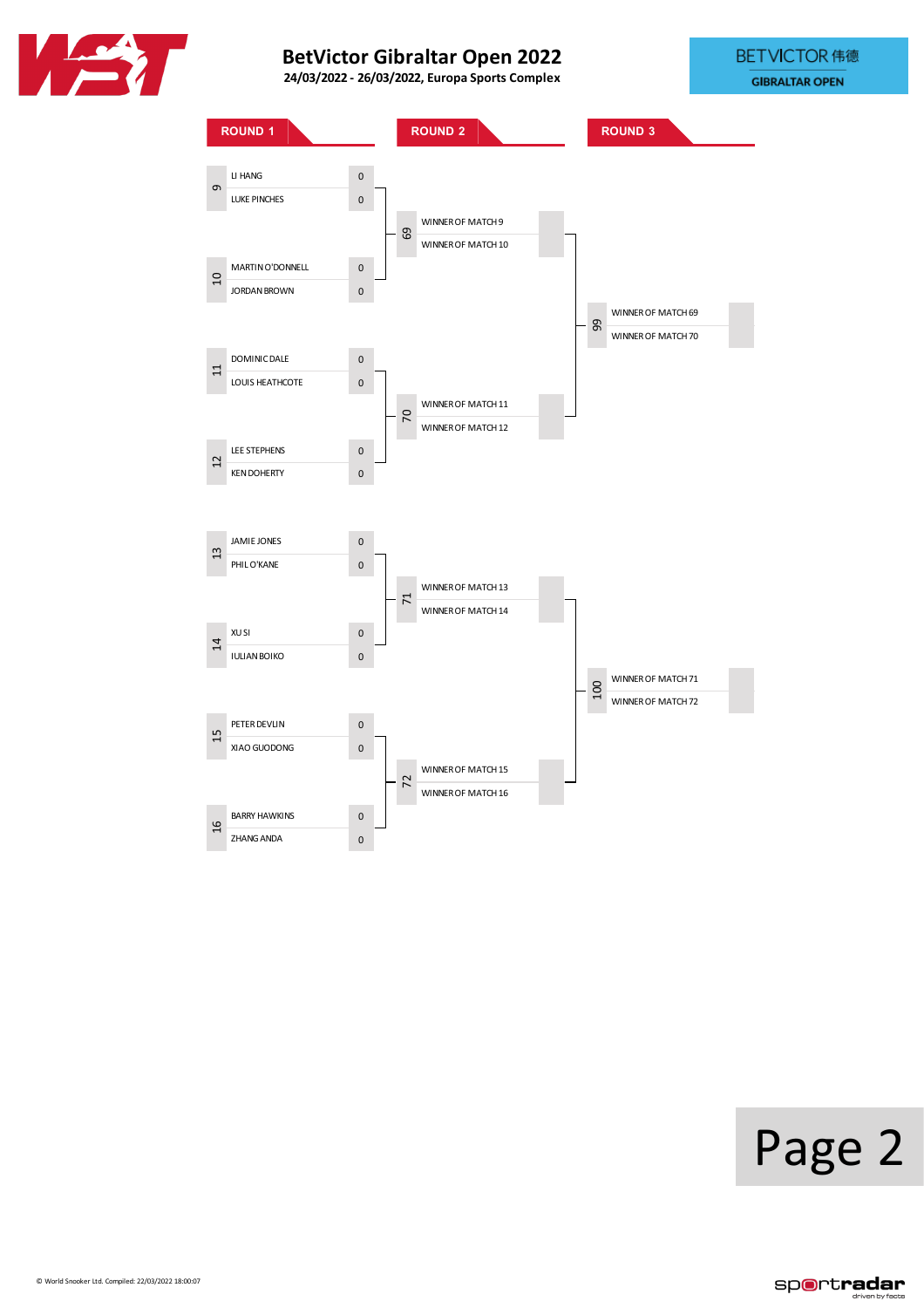# BetVictor Gibraltar Open 2022

**24/03/2022 - 26/03/2022, Europa Sports Complex**

BETVICTOR 伟德 GIBRALTAR OPEN

## ROUND 1

| Match | Player | Score |
|---|---|---|
| 9 | LI HANG | 0 |
| | LUKE PINCHES | 0 |
| 10 | MARTIN O'DONNELL | 0 |
| | JORDAN BROWN | 0 |
| 11 | DOMINIC DALE | 0 |
| | LOUIS HEATHCOTE | 0 |
| 12 | LEE STEPHENS | 0 |
| | KEN DOHERTY | 0 |
| 13 | JAMIE JONES | 0 |
| | PHIL O'KANE | 0 |
| 14 | XU SI | 0 |
| | IULIAN BOIKO | 0 |
| 15 | PETER DEVLIN | 0 |
| | XIAO GUODONG | 0 |
| 16 | BARRY HAWKINS | 0 |
| | ZHANG ANDA | 0 |

## ROUND 2

| Match | Player | Score |
|---|---|---|
| 69 | WINNER OF MATCH 9 | |
| | WINNER OF MATCH 10 | |
| 70 | WINNER OF MATCH 11 | |
| | WINNER OF MATCH 12 | |
| 71 | WINNER OF MATCH 13 | |
| | WINNER OF MATCH 14 | |
| 72 | WINNER OF MATCH 15 | |
| | WINNER OF MATCH 16 | |

## ROUND 3

| Match | Player | Score |
|---|---|---|
| 99 | WINNER OF MATCH 69 | |
| | WINNER OF MATCH 70 | |
| 100 | WINNER OF MATCH 71 | |
| | WINNER OF MATCH 72 | |

© World Snooker Ltd. Compiled: 22/03/2022 18:00:07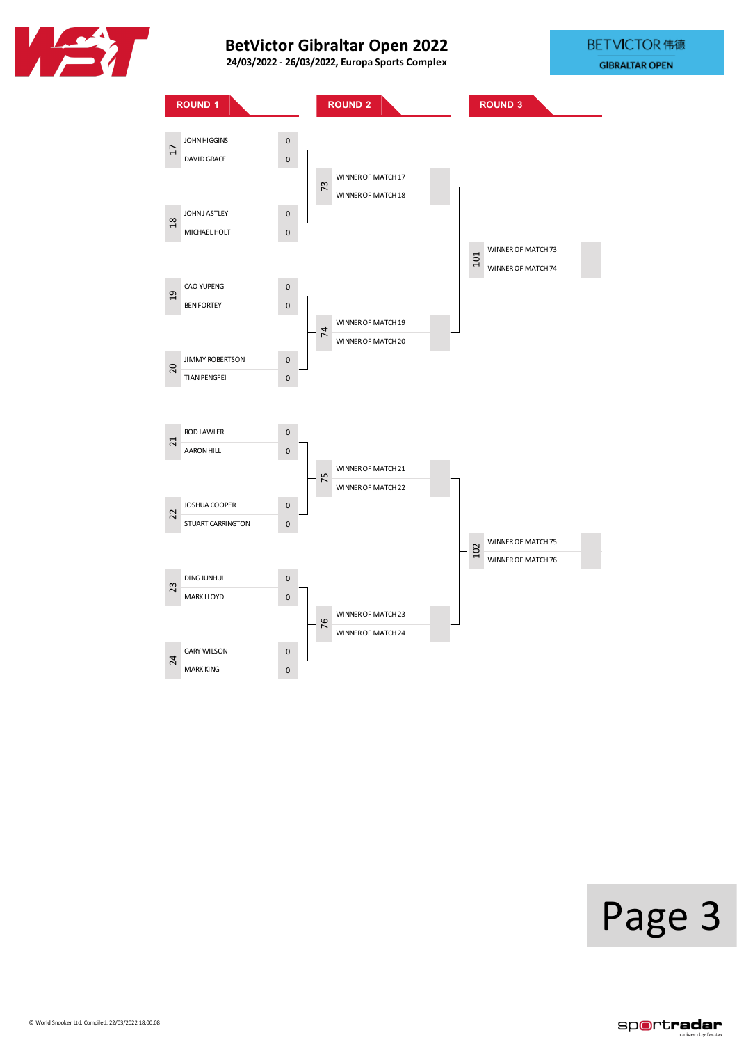# BetVictor Gibraltar Open 2022

**24/03/2022 - 26/03/2022, Europa Sports Complex**

BETVICTOR 伟德 GIBRALTAR OPEN

## ROUND 1

| Match | Player | Score |
|---|---|---|
| 17 | JOHN HIGGINS | 0 |
| | DAVID GRACE | 0 |
| 18 | JOHN J ASTLEY | 0 |
| | MICHAEL HOLT | 0 |
| 19 | CAO YUPENG | 0 |
| | BEN FORTEY | 0 |
| 20 | JIMMY ROBERTSON | 0 |
| | TIAN PENGFEI | 0 |
| 21 | ROD LAWLER | 0 |
| | AARON HILL | 0 |
| 22 | JOSHUA COOPER | 0 |
| | STUART CARRINGTON | 0 |
| 23 | DING JUNHUI | 0 |
| | MARK LLOYD | 0 |
| 24 | GARY WILSON | 0 |
| | MARK KING | 0 |

## ROUND 2

| Match | Player | Score |
|---|---|---|
| 73 | WINNER OF MATCH 17 | |
| | WINNER OF MATCH 18 | |
| 74 | WINNER OF MATCH 19 | |
| | WINNER OF MATCH 20 | |
| 75 | WINNER OF MATCH 21 | |
| | WINNER OF MATCH 22 | |
| 76 | WINNER OF MATCH 23 | |
| | WINNER OF MATCH 24 | |

## ROUND 3

| Match | Player | Score |
|---|---|---|
| 101 | WINNER OF MATCH 73 | |
| | WINNER OF MATCH 74 | |
| 102 | WINNER OF MATCH 75 | |
| | WINNER OF MATCH 76 | |

© World Snooker Ltd. Compiled: 22/03/2022 18:00:08

sportradar driven by facts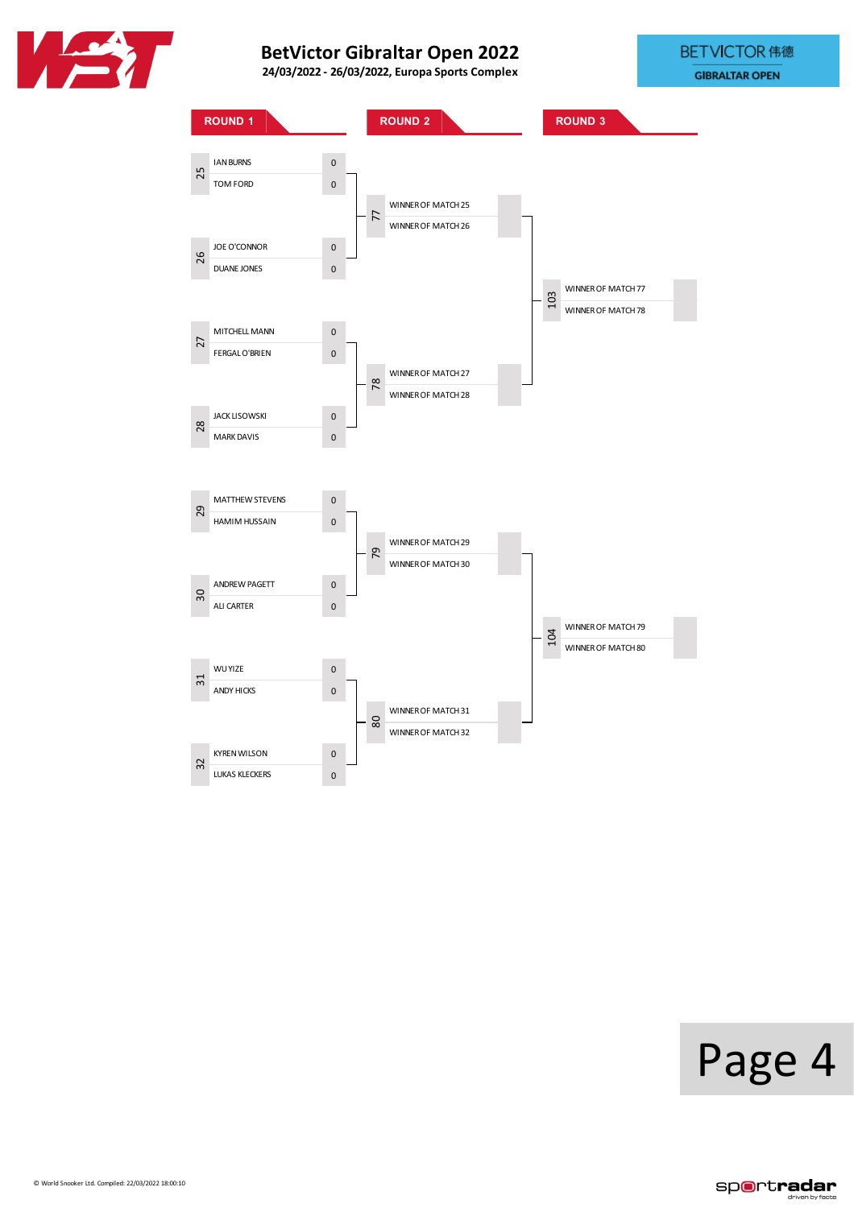# BetVictor Gibraltar Open 2022

**24/03/2022 - 26/03/2022, Europa Sports Complex**

BETVICTOR 伟德 GIBRALTAR OPEN

## ROUND 1

| Match | Player | Score |
|---|---|---|
| 25 | IAN BURNS | 0 |
| | TOM FORD | 0 |
| 26 | JOE O'CONNOR | 0 |
| | DUANE JONES | 0 |
| 27 | MITCHELL MANN | 0 |
| | FERGAL O'BRIEN | 0 |
| 28 | JACK LISOWSKI | 0 |
| | MARK DAVIS | 0 |
| 29 | MATTHEW STEVENS | 0 |
| | HAMIM HUSSAIN | 0 |
| 30 | ANDREW PAGETT | 0 |
| | ALI CARTER | 0 |
| 31 | WU YIZE | 0 |
| | ANDY HICKS | 0 |
| 32 | KYREN WILSON | 0 |
| | LUKAS KLECKERS | 0 |

## ROUND 2

| Match | Player | Score |
|---|---|---|
| 77 | WINNER OF MATCH 25 | |
| | WINNER OF MATCH 26 | |
| 78 | WINNER OF MATCH 27 | |
| | WINNER OF MATCH 28 | |
| 79 | WINNER OF MATCH 29 | |
| | WINNER OF MATCH 30 | |
| 80 | WINNER OF MATCH 31 | |
| | WINNER OF MATCH 32 | |

## ROUND 3

| Match | Player | Score |
|---|---|---|
| 103 | WINNER OF MATCH 77 | |
| | WINNER OF MATCH 78 | |
| 104 | WINNER OF MATCH 79 | |
| | WINNER OF MATCH 80 | |

© World Snooker Ltd. Compiled: 22/03/2022 18:00:10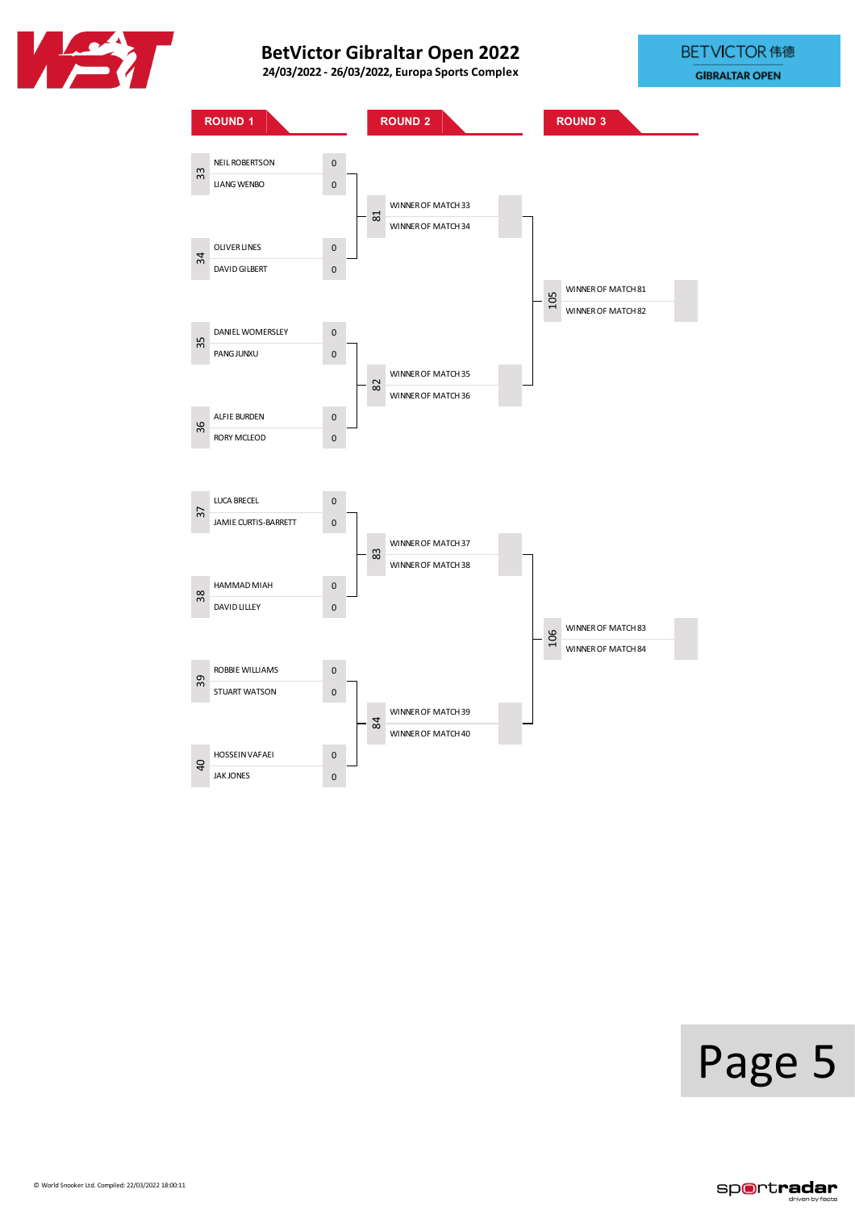# BetVictor Gibraltar Open 2022

**24/03/2022 - 26/03/2022, Europa Sports Complex**

## ROUND 1

| Match | Player | Score |
|---|---|---|
| 33 | NEIL ROBERTSON | 0 |
| | LIANG WENBO | 0 |
| 34 | OLIVER LINES | 0 |
| | DAVID GILBERT | 0 |
| 35 | DANIEL WOMERSLEY | 0 |
| | PANG JUNXU | 0 |
| 36 | ALFIE BURDEN | 0 |
| | RORY MCLEOD | 0 |
| 37 | LUCA BRECEL | 0 |
| | JAMIE CURTIS-BARRETT | 0 |
| 38 | HAMMAD MIAH | 0 |
| | DAVID LILLEY | 0 |
| 39 | ROBBIE WILLIAMS | 0 |
| | STUART WATSON | 0 |
| 40 | HOSSEIN VAFAEI | 0 |
| | JAK JONES | 0 |

## ROUND 2

| Match | Player | Score |
|---|---|---|
| 81 | WINNER OF MATCH 33 | |
| | WINNER OF MATCH 34 | |
| 82 | WINNER OF MATCH 35 | |
| | WINNER OF MATCH 36 | |
| 83 | WINNER OF MATCH 37 | |
| | WINNER OF MATCH 38 | |
| 84 | WINNER OF MATCH 39 | |
| | WINNER OF MATCH 40 | |

## ROUND 3

| Match | Player | Score |
|---|---|---|
| 105 | WINNER OF MATCH 81 | |
| | WINNER OF MATCH 82 | |
| 106 | WINNER OF MATCH 83 | |
| | WINNER OF MATCH 84 | |

© World Snooker Ltd. Compiled: 22/03/2022 18:00:11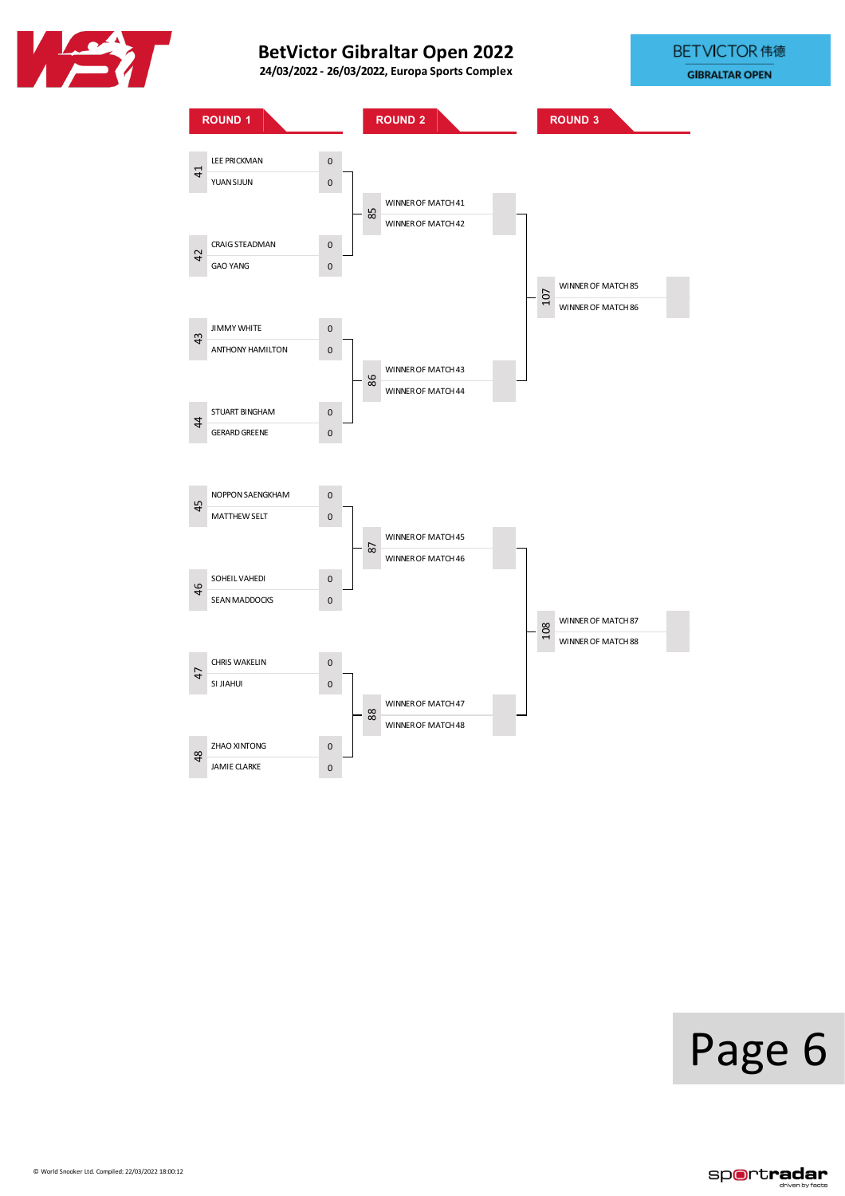# BetVictor Gibraltar Open 2022

**24/03/2022 - 26/03/2022, Europa Sports Complex**

BETVICTOR 伟德 GIBRALTAR OPEN

## ROUND 1

| Match | Player | Score |
|---|---|---|
| 41 | LEE PRICKMAN | 0 |
| | YUAN SIJUN | 0 |
| 42 | CRAIG STEADMAN | 0 |
| | GAO YANG | 0 |
| 43 | JIMMY WHITE | 0 |
| | ANTHONY HAMILTON | 0 |
| 44 | STUART BINGHAM | 0 |
| | GERARD GREENE | 0 |
| 45 | NOPPON SAENGKHAM | 0 |
| | MATTHEW SELT | 0 |
| 46 | SOHEIL VAHEDI | 0 |
| | SEAN MADDOCKS | 0 |
| 47 | CHRIS WAKELIN | 0 |
| | SI JIAHUI | 0 |
| 48 | ZHAO XINTONG | 0 |
| | JAMIE CLARKE | 0 |

## ROUND 2

| Match | Player | Score |
|---|---|---|
| 85 | WINNER OF MATCH 41 | |
| | WINNER OF MATCH 42 | |
| 86 | WINNER OF MATCH 43 | |
| | WINNER OF MATCH 44 | |
| 87 | WINNER OF MATCH 45 | |
| | WINNER OF MATCH 46 | |
| 88 | WINNER OF MATCH 47 | |
| | WINNER OF MATCH 48 | |

## ROUND 3

| Match | Player | Score |
|---|---|---|
| 107 | WINNER OF MATCH 85 | |
| | WINNER OF MATCH 86 | |
| 108 | WINNER OF MATCH 87 | |
| | WINNER OF MATCH 88 | |

© World Snooker Ltd. Compiled: 22/03/2022 18:00:12

sportradar driven by facts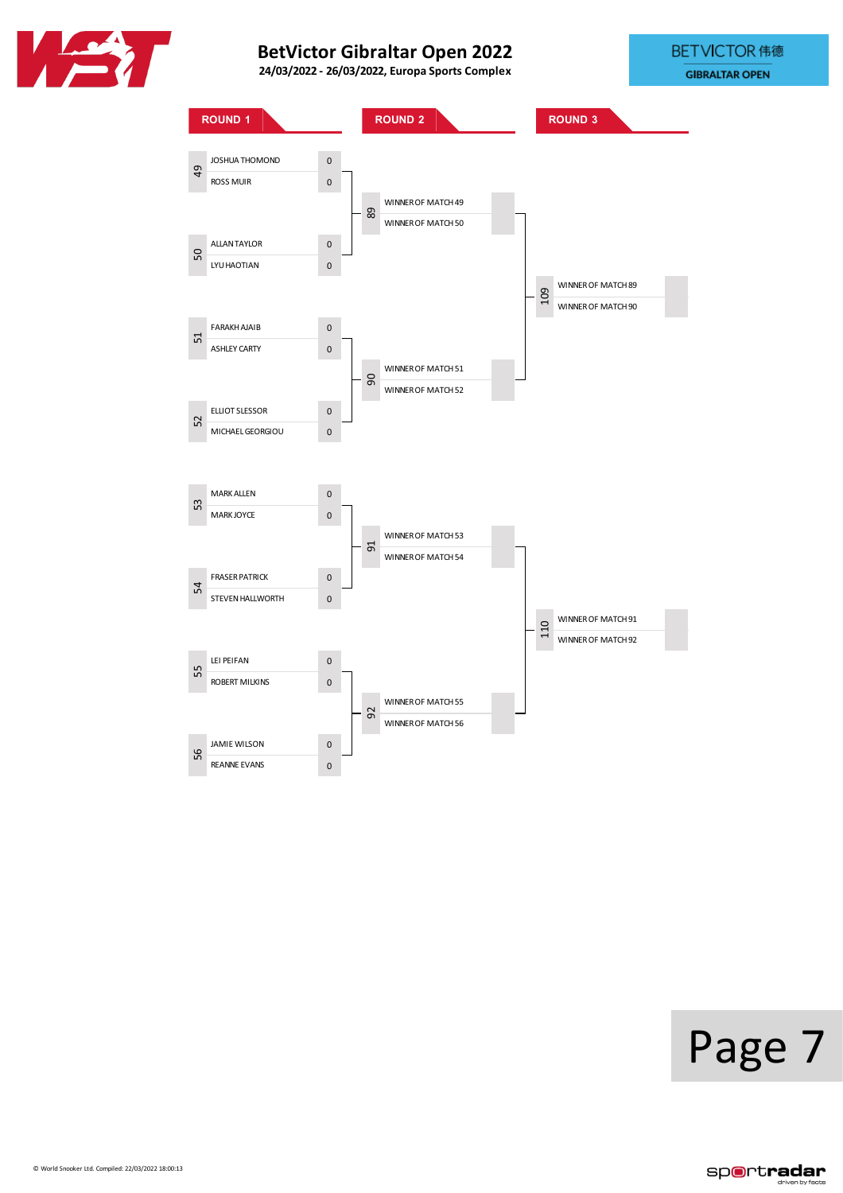# BetVictor Gibraltar Open 2022

**24/03/2022 - 26/03/2022, Europa Sports Complex**

BETVICTOR 伟德
GIBRALTAR OPEN

## ROUND 1

| Match | Player | Score |
|---|---|---|
| 49 | JOSHUA THOMOND | 0 |
| | ROSS MUIR | 0 |
| 50 | ALLAN TAYLOR | 0 |
| | LYU HAOTIAN | 0 |
| 51 | FARAKH AJAIB | 0 |
| | ASHLEY CARTY | 0 |
| 52 | ELLIOT SLESSOR | 0 |
| | MICHAEL GEORGIOU | 0 |
| 53 | MARK ALLEN | 0 |
| | MARK JOYCE | 0 |
| 54 | FRASER PATRICK | 0 |
| | STEVEN HALLWORTH | 0 |
| 55 | LEI PEIFAN | 0 |
| | ROBERT MILKINS | 0 |
| 56 | JAMIE WILSON | 0 |
| | REANNE EVANS | 0 |

## ROUND 2

| Match | Player | Score |
|---|---|---|
| 89 | WINNER OF MATCH 49 | |
| | WINNER OF MATCH 50 | |
| 90 | WINNER OF MATCH 51 | |
| | WINNER OF MATCH 52 | |
| 91 | WINNER OF MATCH 53 | |
| | WINNER OF MATCH 54 | |
| 92 | WINNER OF MATCH 55 | |
| | WINNER OF MATCH 56 | |

## ROUND 3

| Match | Player | Score |
|---|---|---|
| 109 | WINNER OF MATCH 89 | |
| | WINNER OF MATCH 90 | |
| 110 | WINNER OF MATCH 91 | |
| | WINNER OF MATCH 92 | |

© World Snooker Ltd. Compiled: 22/03/2022 18:00:13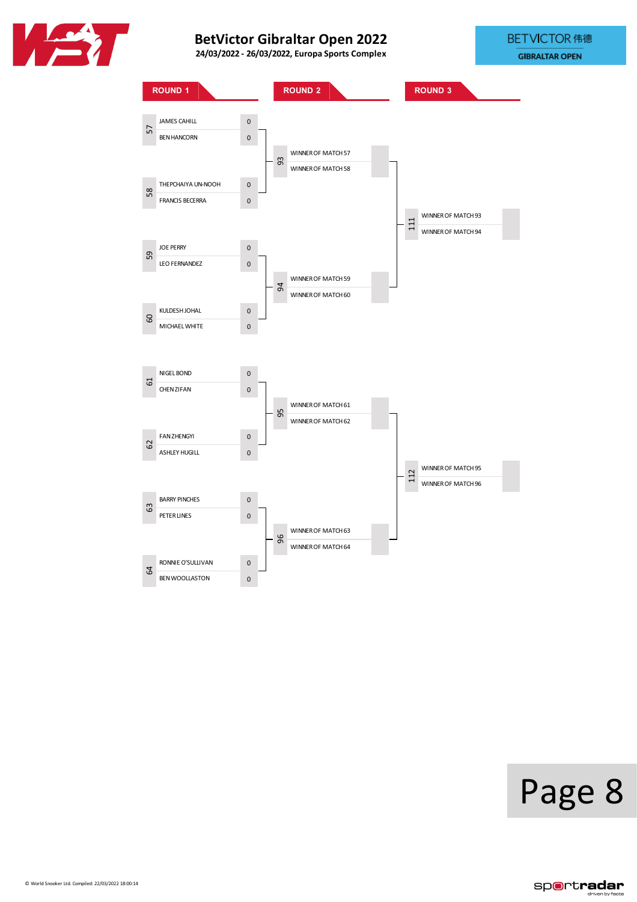# BetVictor Gibraltar Open 2022

**24/03/2022 - 26/03/2022, Europa Sports Complex**

BETVICTOR 伟德

GIBRALTAR OPEN

## ROUND 1

| Match | Player | Score |
|---|---|---|
| 57 | JAMES CAHILL | 0 |
| | BEN HANCORN | 0 |
| 58 | THEPCHAIYA UN-NOOH | 0 |
| | FRANCIS BECERRA | 0 |
| 59 | JOE PERRY | 0 |
| | LEO FERNANDEZ | 0 |
| 60 | KULDESH JOHAL | 0 |
| | MICHAEL WHITE | 0 |
| 61 | NIGEL BOND | 0 |
| | CHEN ZIFAN | 0 |
| 62 | FAN ZHENGYI | 0 |
| | ASHLEY HUGILL | 0 |
| 63 | BARRY PINCHES | 0 |
| | PETER LINES | 0 |
| 64 | RONNIE O'SULLIVAN | 0 |
| | BEN WOOLLASTON | 0 |

## ROUND 2

| Match | Player | Score |
|---|---|---|
| 93 | WINNER OF MATCH 57 | |
| | WINNER OF MATCH 58 | |
| 94 | WINNER OF MATCH 59 | |
| | WINNER OF MATCH 60 | |
| 95 | WINNER OF MATCH 61 | |
| | WINNER OF MATCH 62 | |
| 96 | WINNER OF MATCH 63 | |
| | WINNER OF MATCH 64 | |

## ROUND 3

| Match | Player | Score |
|---|---|---|
| 111 | WINNER OF MATCH 93 | |
| | WINNER OF MATCH 94 | |
| 112 | WINNER OF MATCH 95 | |
| | WINNER OF MATCH 96 | |

© World Snooker Ltd. Compiled: 22/03/2022 18:00:14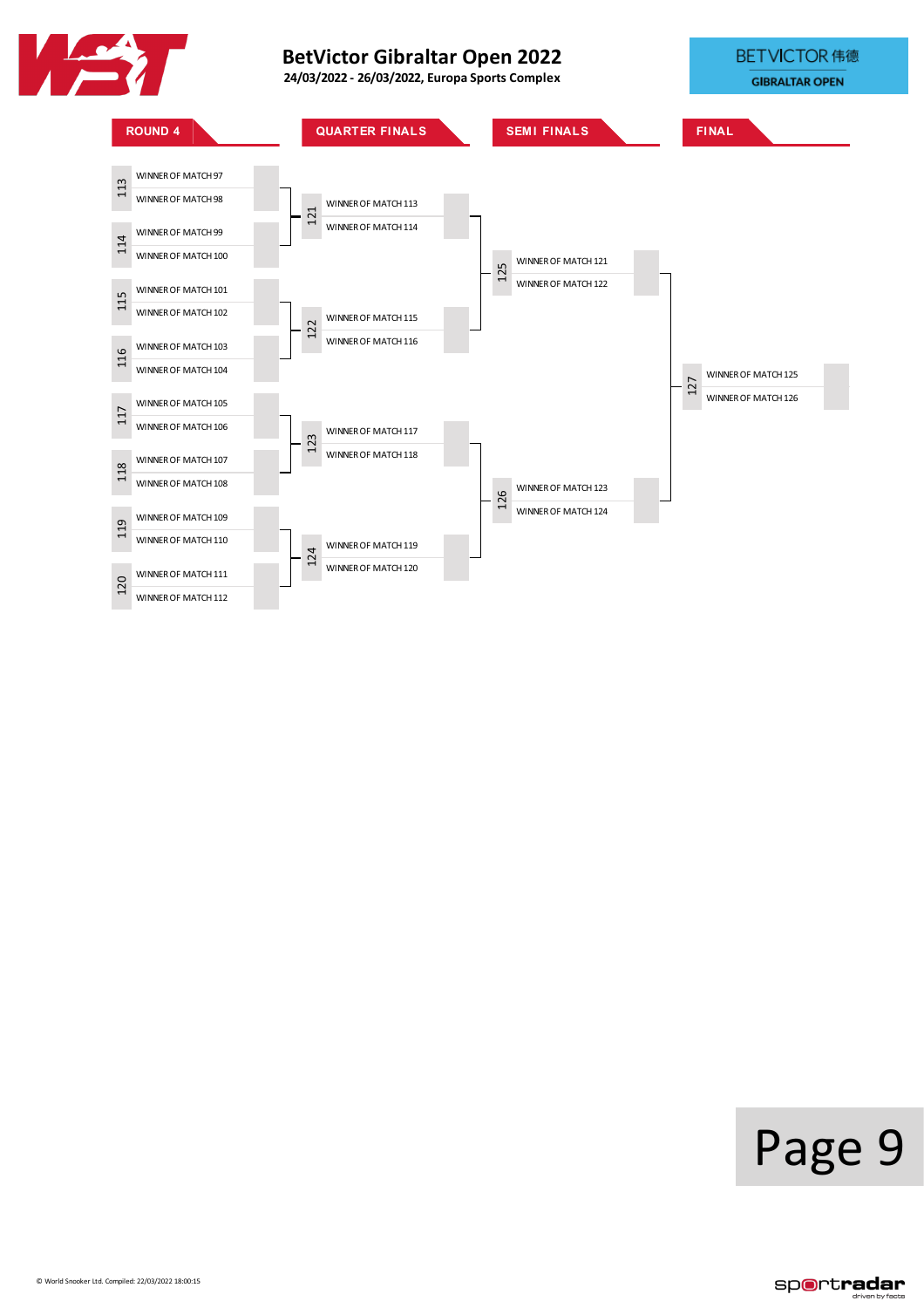# BetVictor Gibraltar Open 2022

**24/03/2022 - 26/03/2022, Europa Sports Complex**

BETVICTOR 伟德
GIBRALTAR OPEN

## ROUND 4

| Match | Players |
|---|---|
| 113 | WINNER OF MATCH 97 |
| | WINNER OF MATCH 98 |
| 114 | WINNER OF MATCH 99 |
| | WINNER OF MATCH 100 |
| 115 | WINNER OF MATCH 101 |
| | WINNER OF MATCH 102 |
| 116 | WINNER OF MATCH 103 |
| | WINNER OF MATCH 104 |
| 117 | WINNER OF MATCH 105 |
| | WINNER OF MATCH 106 |
| 118 | WINNER OF MATCH 107 |
| | WINNER OF MATCH 108 |
| 119 | WINNER OF MATCH 109 |
| | WINNER OF MATCH 110 |
| 120 | WINNER OF MATCH 111 |
| | WINNER OF MATCH 112 |

## QUARTER FINALS

| Match | Players |
|---|---|
| 121 | WINNER OF MATCH 113 |
| | WINNER OF MATCH 114 |
| 122 | WINNER OF MATCH 115 |
| | WINNER OF MATCH 116 |
| 123 | WINNER OF MATCH 117 |
| | WINNER OF MATCH 118 |
| 124 | WINNER OF MATCH 119 |
| | WINNER OF MATCH 120 |

## SEMI FINALS

| Match | Players |
|---|---|
| 125 | WINNER OF MATCH 121 |
| | WINNER OF MATCH 122 |
| 126 | WINNER OF MATCH 123 |
| | WINNER OF MATCH 124 |

## FINAL

| Match | Players |
|---|---|
| 127 | WINNER OF MATCH 125 |
| | WINNER OF MATCH 126 |

© World Snooker Ltd. Compiled: 22/03/2022 18:00:15

sportradar driven by facts